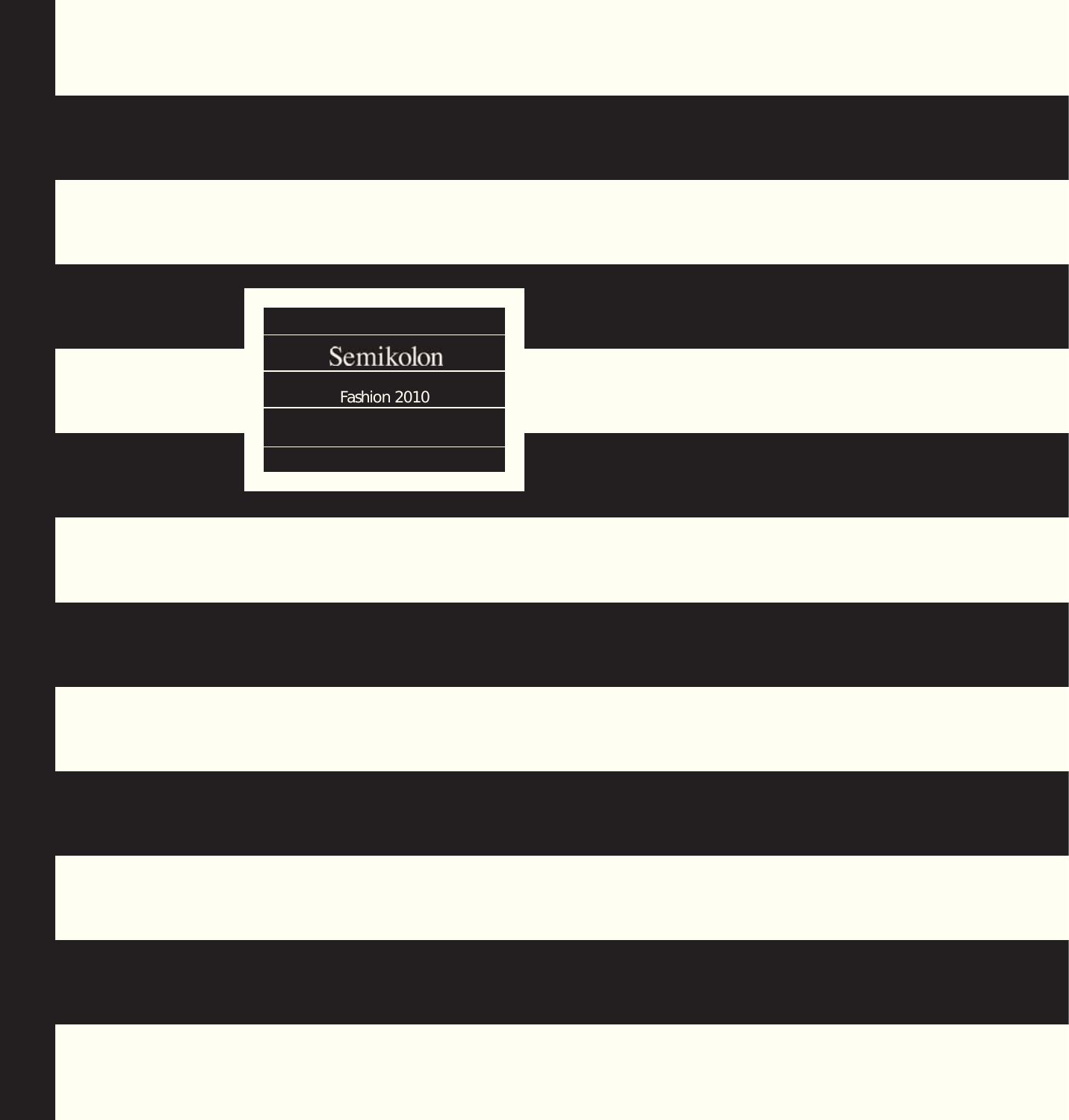# Semikolon

Fashion 2010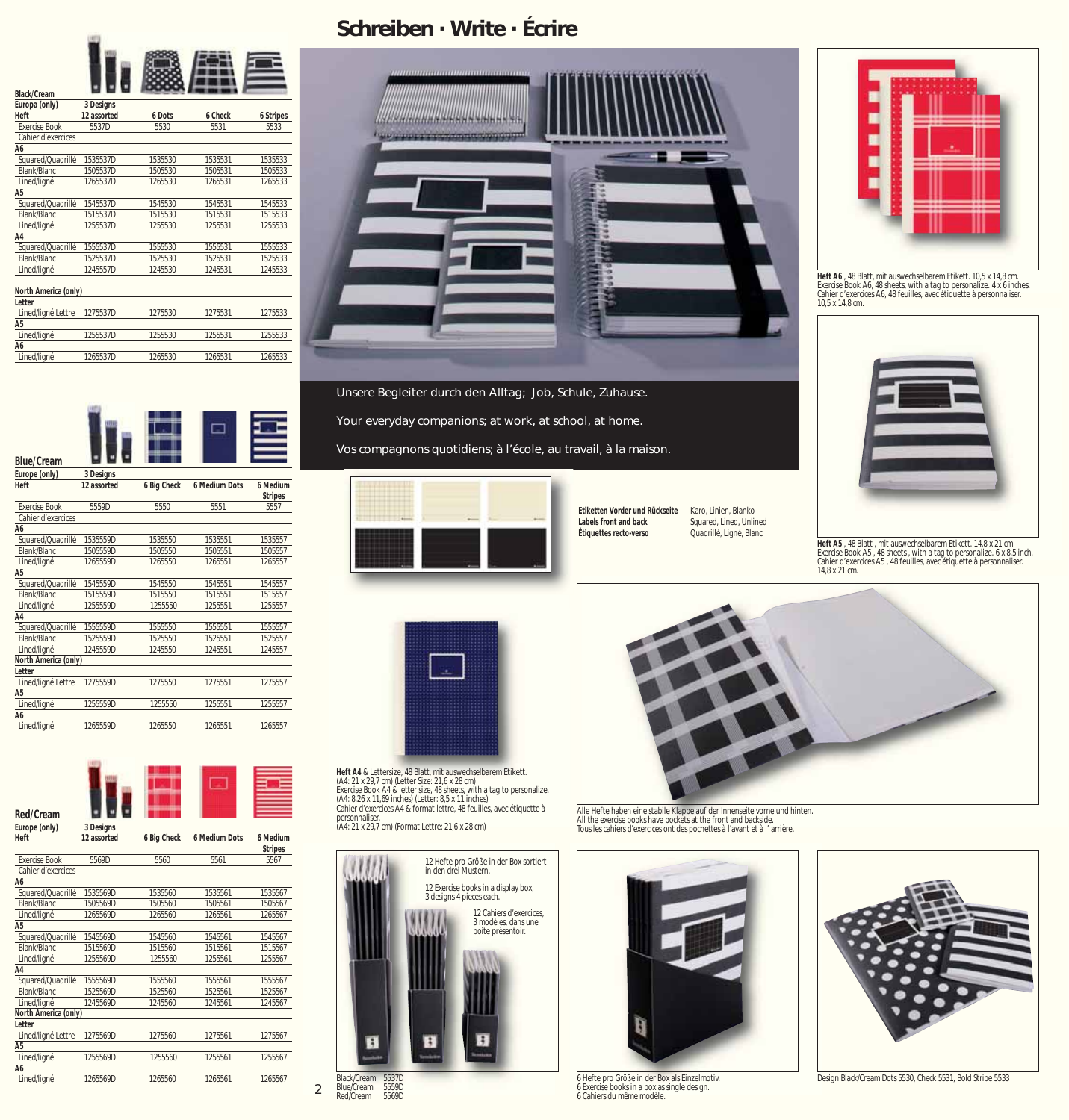# Schreiben · Write · Écrire

| Black/Cream | | | | |
|---|---|---|---|---|
| Europa (only) | 3 Designs | | | |
| Heft | 12 assorted | 6 Dots | 6 Check | 6 Stripes |
| Exercise Book | 5537D | 5530 | 5531 | 5533 |
| Cahier d'exercices | | | | |
| **A6** | | | | |
| Squared/Quadrillé | 1535537D | 1535530 | 1535531 | 1535533 |
| Blank/Blanc | 1505537D | 1505530 | 1505531 | 1505533 |
| Lined/ligné | 1265537D | 1265530 | 1265531 | 1265533 |
| **A5** | | | | |
| Squared/Quadrillé | 1545537D | 1545530 | 1545531 | 1545533 |
| Blank/Blanc | 1515537D | 1515530 | 1515531 | 1515533 |
| Lined/ligné | 1255537D | 1255530 | 1255531 | 1255533 |
| **A4** | | | | |
| Squared/Quadrillé | 1555537D | 1555530 | 1555531 | 1555533 |
| Blank/Blanc | 1525537D | 1525530 | 1525531 | 1525533 |
| Lined/ligné | 1245557D | 1245530 | 1245531 | 1245533 |
| **North America (only)** | | | | |
| **Letter** | | | | |
| Lined/ligné Lettre | 1275537D | 1275530 | 1275531 | 1275533 |
| **A5** | | | | |
| Lined/ligné | 1255537D | 1255530 | 1255531 | 1255533 |
| **A6** | | | | |
| Lined/ligné | 1265537D | 1265530 | 1265531 | 1265533 |

| Blue/Cream | | | | |
|---|---|---|---|---|
| Europe (only) | 3 Designs | | | |
| Heft | 12 assorted | 6 Big Check | 6 Medium Dots | 6 Medium Stripes |
| Exercise Book | 5559D | 5550 | 5551 | 5557 |
| Cahier d'exercices | | | | |
| **A6** | | | | |
| Squared/Quadrillé | 1535559D | 1535550 | 1535551 | 1535557 |
| Blank/Blanc | 1505559D | 1505550 | 1505551 | 1505557 |
| Lined/ligné | 1265559D | 1265550 | 1265551 | 1265557 |
| **A5** | | | | |
| Squared/Quadrillé | 1545559D | 1545550 | 1545551 | 1545557 |
| Blank/Blanc | 1515559D | 1515550 | 1515551 | 1515557 |
| Lined/ligné | 1255559D | 1255550 | 1255551 | 1255557 |
| **A4** | | | | |
| Squared/Quadrillé | 1555559D | 1555550 | 1555551 | 1555557 |
| Blank/Blanc | 1525559D | 1525550 | 1525551 | 1525557 |
| Lined/ligné | 1245559D | 1245550 | 1245551 | 1245557 |
| **North America (only)** | | | | |
| **Letter** | | | | |
| Lined/ligné Lettre | 1275559D | 1275550 | 1275551 | 1275557 |
| **A5** | | | | |
| Lined/ligné | 1255559D | 1255550 | 1255551 | 1255557 |
| **A6** | | | | |
| Lined/ligné | 1265559D | 1265550 | 1265551 | 1265557 |

| Red/Cream | | | | |
|---|---|---|---|---|
| Europe (only) | 3 Designs | | | |
| Heft | 12 assorted | 6 Big Check | 6 Medium Dots | 6 Medium Stripes |
| Exercise Book | 5569D | 5560 | 5561 | 5567 |
| Cahier d'exercices | | | | |
| **A6** | | | | |
| Squared/Quadrillé | 1535569D | 1535560 | 1535561 | 1535567 |
| Blank/Blanc | 1505569D | 1505560 | 1505561 | 1505567 |
| Lined/ligné | 1265569D | 1265560 | 1265561 | 1265567 |
| **A5** | | | | |
| Squared/Quadrillé | 1545569D | 1545560 | 1545561 | 1545567 |
| Blank/Blanc | 1515569D | 1515560 | 1515561 | 1515567 |
| Lined/ligné | 1255569D | 1255560 | 1255561 | 1255567 |
| **A4** | | | | |
| Squared/Quadrillé | 1555569D | 1555560 | 1555561 | 1555567 |
| Blank/Blanc | 1525569D | 1525560 | 1525561 | 1525567 |
| Lined/ligné | 1245569D | 1245560 | 1245561 | 1245567 |
| **North America (only)** | | | | |
| **Letter** | | | | |
| Lined/ligné Lettre | 1275569D | 1275560 | 1275561 | 1275567 |
| **A5** | | | | |
| Lined/ligné | 1255569D | 1255560 | 1255561 | 1255567 |
| **A6** | | | | |
| Lined/ligné | 1265569D | 1265560 | 1265561 | 1265567 |

Unsere Begleiter durch den Alltag; Job, Schule, Zuhause.

Your everyday companions; at work, at school, at home.

Vos compagnons quotidiens; à l'école, au travail, à la maison.

**Heft A6**, 48 Blatt, mit auswechselbarem Etikett. 10,5 x 14,8 cm.
Exercise Book A6, 48 sheets, with a tag to personalize. 4 x 6 inches.
Cahier d'exercices A6, 48 feuilles, avec étiquette à personnaliser. 10,5 x 14,8 cm.

**Etiketten Vorder und Rückseite** – Karo, Linien, Blanko
**Labels front and back** – Squared, Lined, Unlined
**Étiquettes recto-verso** – Quadrillé, Ligné, Blanc

**Heft A5**, 48 Blatt, mit auswechselbarem Etikett. 14,8 x 21 cm.
Exercise Book A5, 48 sheets, with a tag to personalize. 6 x 8,5 inch.
Cahier d'exercices A5, 48 feuilles, avec étiquette à personnaliser. 14,8 x 21 cm.

**Heft A4** & Lettersize, 48 Blatt, mit auswechselbarem Etikett.
(A4: 21 x 29,7 cm) (Letter Size: 21,6 x 28 cm)
Exercise Book A4 & letter size, 48 sheets, with a tag to personalize.
(A4: 8,26 x 11,69 inches) (Letter: 8,5 x 11 inches)
Cahier d'exercices A4 & format lettre, 48 feuilles, avec étiquette à personnaliser.
(A4: 21 x 29,7 cm) (Format Lettre: 21,6 x 28 cm)

Alle Hefte haben eine stabile Klappe auf der Innenseite vorne und hinten.
All the exercise books have pockets at the front and backside.
Tous les cahiers d'exercices ont des pochettes à l'avant et à l' arrière.

12 Hefte pro Größe in der Box sortiert in den drei Mustern.

12 Exercise books in a display box, 3 designs 4 pieces each.

12 Cahiers d'exercices, 3 modèles, dans une boîte présentoir.

Black/Cream 5537D
Blue/Cream 5559D
Red/Cream 5569D

6 Hefte pro Größe in der Box als Einzelmotiv.
6 Exercise books in a box as single design.
6 Cahiers du même modèle.

Design Black/Cream Dots 5530, Check 5531, Bold Stripe 5533